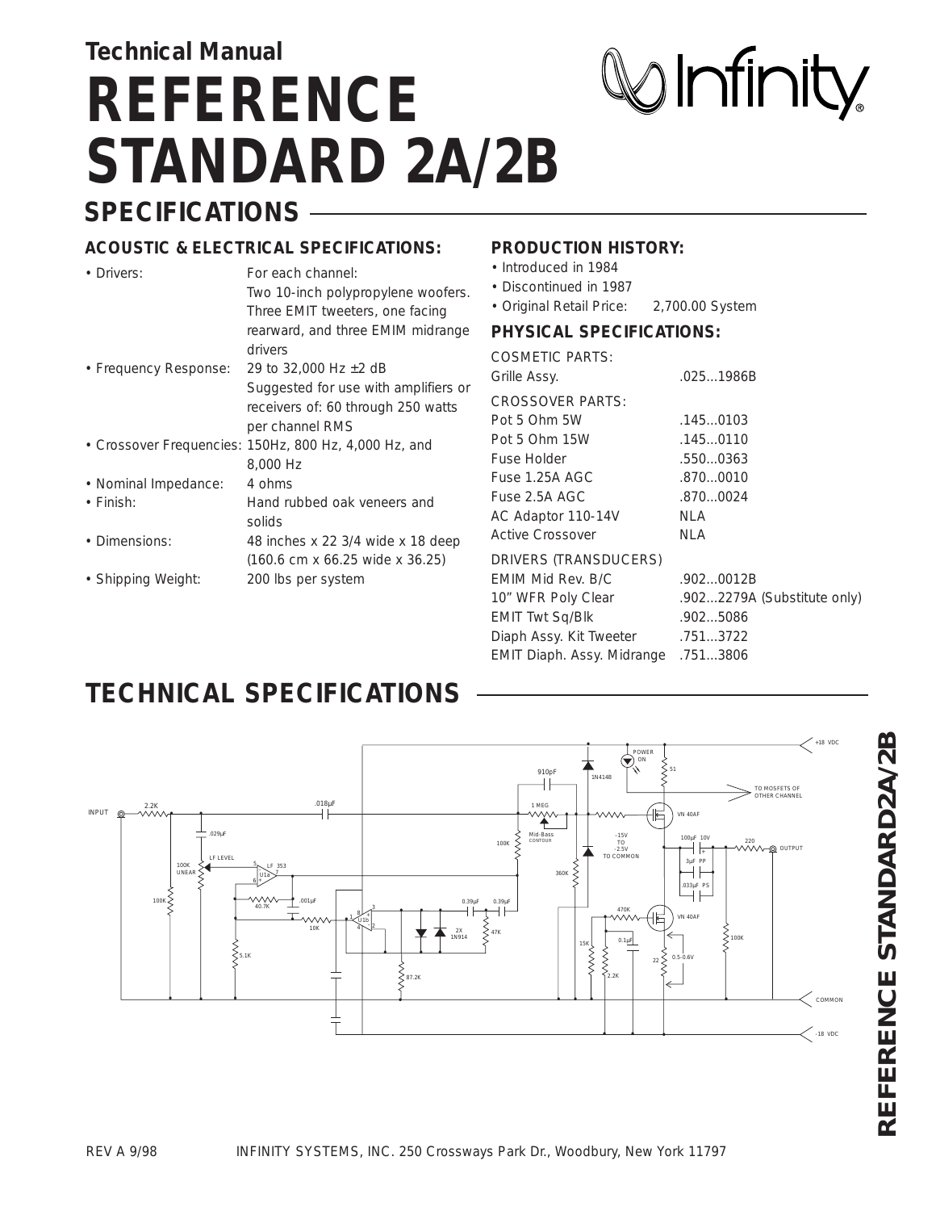Technical Manual

# REFERENCE STANDARD 2A/2B

## SPECIFICATIONS

### ACOUSTIC & ELECTRICAL SPECIFICATIONS:

| | |
|---|---|
| • Drivers: | For each channel: Two 10-inch polypropylene woofers. Three EMIT tweeters, one facing rearward, and three EMIM midrange drivers |
| • Frequency Response: | 29 to 32,000 Hz ±2 dB Suggested for use with amplifiers or receivers of: 60 through 250 watts per channel RMS |
| • Crossover Frequencies: | 150Hz, 800 Hz, 4,000 Hz, and 8,000 Hz |
| • Nominal Impedance: | 4 ohms |
| • Finish: | Hand rubbed oak veneers and solids |
| • Dimensions: | 48 inches x 22 3/4 wide x 18 deep (160.6 cm x 66.25 wide x 36.25) |
| • Shipping Weight: | 200 lbs per system |

### PRODUCTION HISTORY:

- Introduced in 1984
- Discontinued in 1987
- Original Retail Price: 2,700.00 System

### PHYSICAL SPECIFICATIONS:

| | |
|---|---|
| COSMETIC PARTS: | |
| Grille Assy. | .025...1986B |
| CROSSOVER PARTS: | |
| Pot 5 Ohm 5W | .145...0103 |
| Pot 5 Ohm 15W | .145...0110 |
| Fuse Holder | .550...0363 |
| Fuse 1.25A AGC | .870...0010 |
| Fuse 2.5A AGC | .870...0024 |
| AC Adaptor 110-14V | NLA |
| Active Crossover | NLA |
| DRIVERS (TRANSDUCERS) | |
| EMIM Mid Rev. B/C | .902...0012B |
| 10" WFR Poly Clear | .902...2279A (Substitute only) |
| EMIT Twt Sq/Blk | .902...5086 |
| Diaph Assy. Kit Tweeter | .751...3722 |
| EMIT Diaph. Assy. Midrange | .751...3806 |

## TECHNICAL SPECIFICATIONS

REV A 9/98    INFINITY SYSTEMS, INC. 250 Crossways Park Dr., Woodbury, New York 11797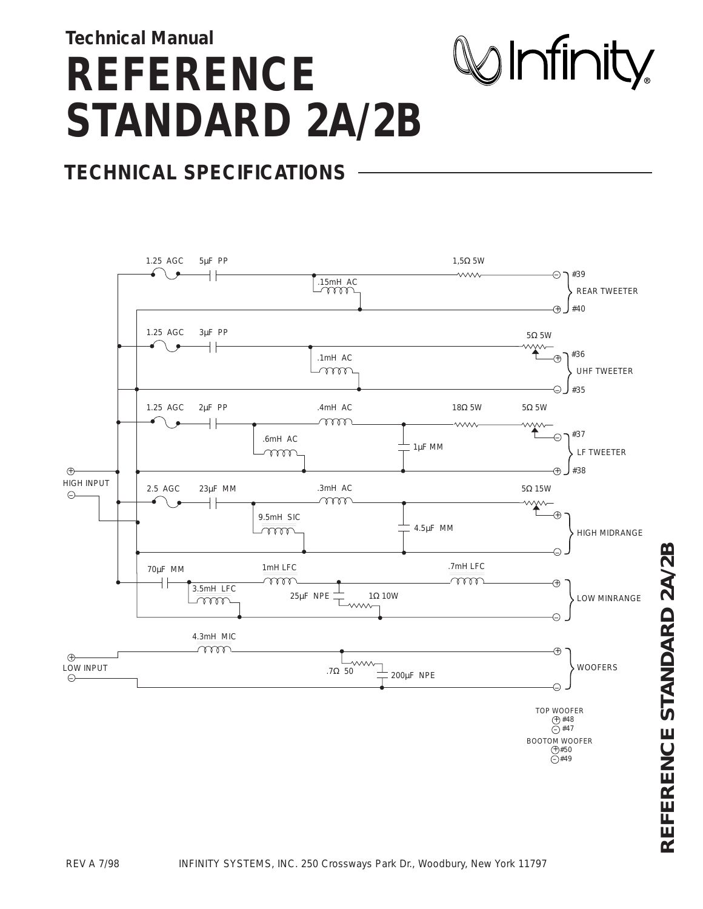Technical Manual

# REFERENCE STANDARD 2A/2B

## TECHNICAL SPECIFICATIONS

1.25 AGC　5µF PP　1,5Ω 5W

.15mH AC

#39　#40　REAR TWEETER

1.25 AGC　3µF PP　5Ω 5W

.1mH AC

#36　#35　UHF TWEETER

1.25 AGC　2µF PP　.4mH AC　18Ω 5W　5Ω 5W

.6mH AC　1µF MM

#37　#38　LF TWEETER

HIGH INPUT

2.5 AGC　23µF MM　.3mH AC　5Ω 15W

9.5mH SIC　4.5µF MM

HIGH MIDRANGE

70µF MM　1mH LFC　.7mH LFC

3.5mH LFC　25µF NPE　1Ω 10W

LOW MINRANGE

4.3mH MIC

LOW INPUT

.7Ω 50　200µF NPE

WOOFERS

TOP WOOFER
+ #48
− #47

BOOTOM WOOFER
+ #50
− #49

REV A 7/98　INFINITY SYSTEMS, INC. 250 Crossways Park Dr., Woodbury, New York 11797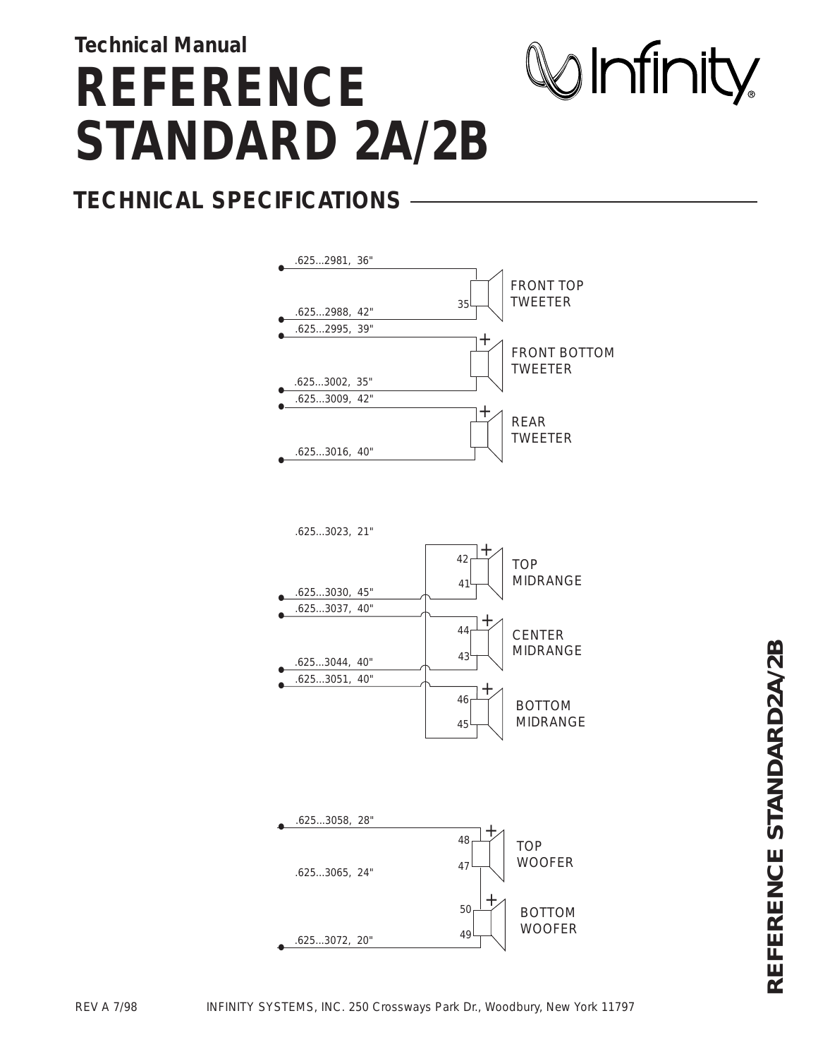Technical Manual

# REFERENCE STANDARD 2A/2B

## TECHNICAL SPECIFICATIONS

.625...2981, 36"
35
FRONT TOP TWEETER
.625...2988, 42"
.625...2995, 39"
+
FRONT BOTTOM TWEETER
.625...3002, 35"
.625...3009, 42"
+
REAR TWEETER
.625...3016, 40"

.625...3023, 21"
42
+
TOP MIDRANGE
41
.625...3030, 45"
.625...3037, 40"
44
+
CENTER MIDRANGE
43
.625...3044, 40"
.625...3051, 40"
46
+
BOTTOM MIDRANGE
45

.625...3058, 28"
48
+
TOP WOOFER
47
.625...3065, 24"
50
+
BOTTOM WOOFER
49
.625...3072, 20"

REV A 7/98

INFINITY SYSTEMS, INC. 250 Crossways Park Dr., Woodbury, New York 11797